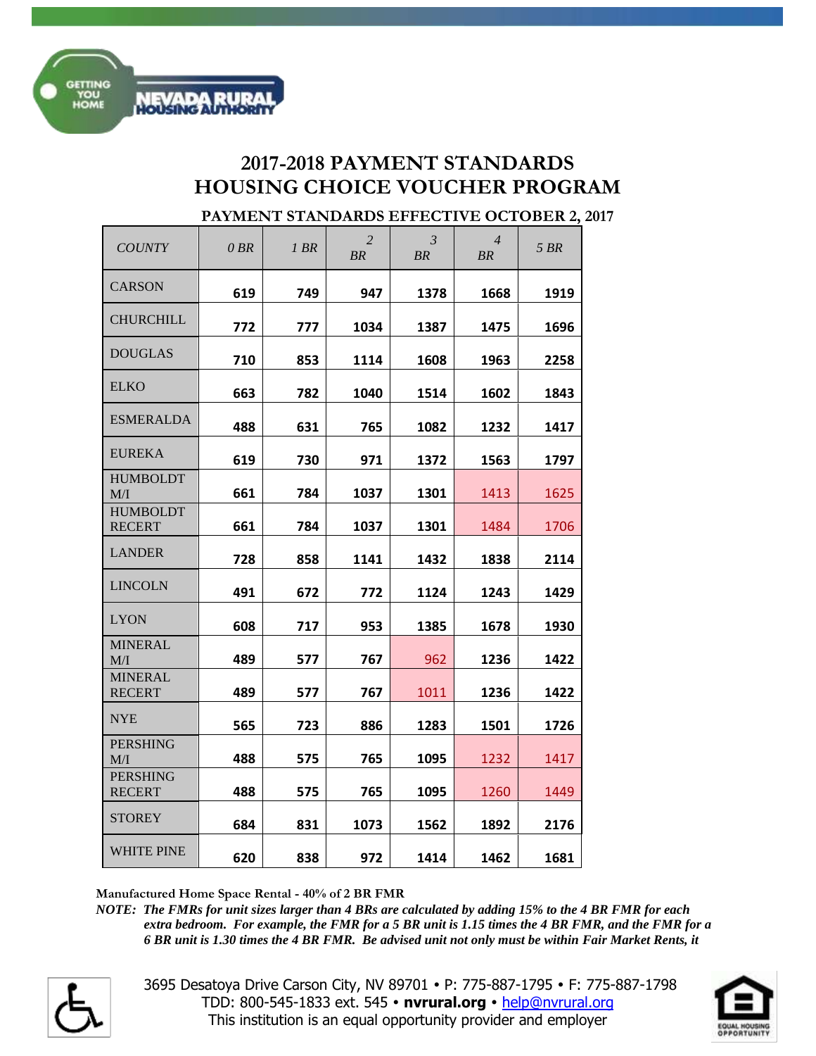# 2017-2018 PAYMENT STANDARDS
# HOUSING CHOICE VOUCHER PROGRAM

### PAYMENT STANDARDS EFFECTIVE OCTOBER 2, 2017

| *COUNTY* | *0 BR* | *1 BR* | *2 BR* | *3 BR* | *4 BR* | *5 BR* |
|---|---|---|---|---|---|---|
| CARSON | 619 | 749 | 947 | 1378 | 1668 | 1919 |
| CHURCHILL | 772 | 777 | 1034 | 1387 | 1475 | 1696 |
| DOUGLAS | 710 | 853 | 1114 | 1608 | 1963 | 2258 |
| ELKO | 663 | 782 | 1040 | 1514 | 1602 | 1843 |
| ESMERALDA | 488 | 631 | 765 | 1082 | 1232 | 1417 |
| EUREKA | 619 | 730 | 971 | 1372 | 1563 | 1797 |
| HUMBOLDT M/I | 661 | 784 | 1037 | 1301 | 1413 | 1625 |
| HUMBOLDT RECERT | 661 | 784 | 1037 | 1301 | 1484 | 1706 |
| LANDER | 728 | 858 | 1141 | 1432 | 1838 | 2114 |
| LINCOLN | 491 | 672 | 772 | 1124 | 1243 | 1429 |
| LYON | 608 | 717 | 953 | 1385 | 1678 | 1930 |
| MINERAL M/I | 489 | 577 | 767 | 962 | 1236 | 1422 |
| MINERAL RECERT | 489 | 577 | 767 | 1011 | 1236 | 1422 |
| NYE | 565 | 723 | 886 | 1283 | 1501 | 1726 |
| PERSHING M/I | 488 | 575 | 765 | 1095 | 1232 | 1417 |
| PERSHING RECERT | 488 | 575 | 765 | 1095 | 1260 | 1449 |
| STOREY | 684 | 831 | 1073 | 1562 | 1892 | 2176 |
| WHITE PINE | 620 | 838 | 972 | 1414 | 1462 | 1681 |

**Manufactured Home Space Rental - 40% of 2 BR FMR**

***NOTE:** The FMRs for unit sizes larger than 4 BRs are calculated by adding 15% to the 4 BR FMR for each extra bedroom. For example, the FMR for a 5 BR unit is 1.15 times the 4 BR FMR, and the FMR for a 6 BR unit is 1.30 times the 4 BR FMR. Be advised unit not only must be within Fair Market Rents, it*

3695 Desatoya Drive Carson City, NV 89701 • P: 775-887-1795 • F: 775-887-1798
TDD: 800-545-1833 ext. 545 • **nvrural.org** • help@nvrural.org
This institution is an equal opportunity provider and employer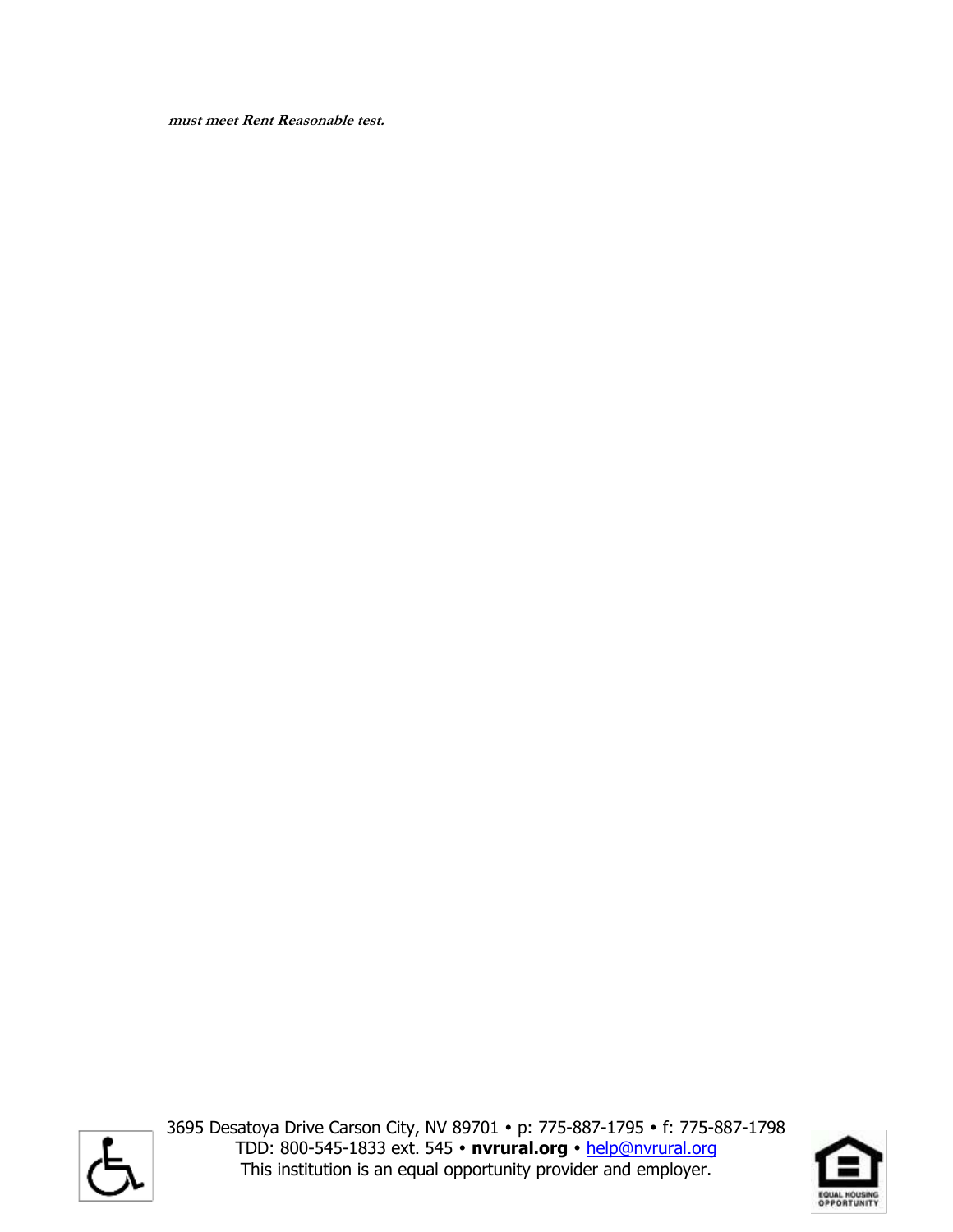***must meet Rent Reasonable test.***

3695 Desatoya Drive Carson City, NV 89701 • p: 775-887-1795 • f: 775-887-1798
TDD: 800-545-1833 ext. 545 • **nvrural.org** • help@nvrural.org
This institution is an equal opportunity provider and employer.